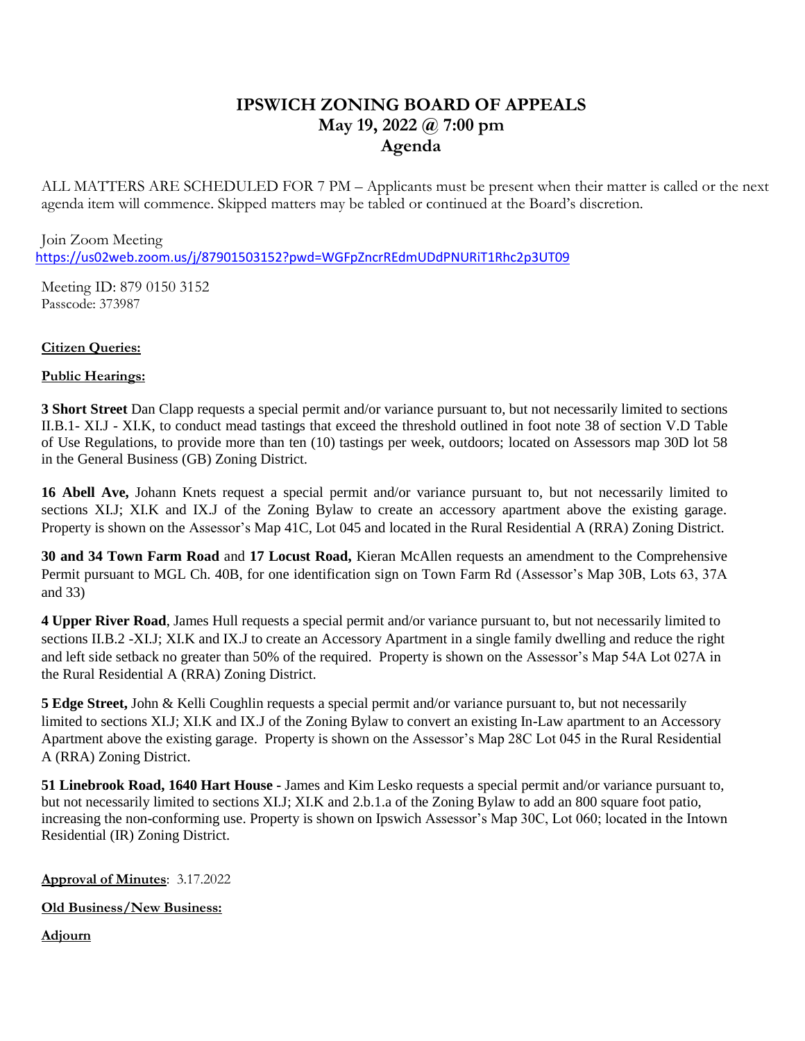# IPSWICH ZONING BOARD OF APPEALS
## May 19, 2022 @ 7:00 pm
## Agenda

ALL MATTERS ARE SCHEDULED FOR 7 PM – Applicants must be present when their matter is called or the next agenda item will commence. Skipped matters may be tabled or continued at the Board's discretion.

Join Zoom Meeting
https://us02web.zoom.us/j/87901503152?pwd=WGFpZncrREdmUDdPNURiT1Rhc2p3UT09

Meeting ID: 879 0150 3152
Passcode: 373987

**Citizen Queries:**

**Public Hearings:**

**3 Short Street** Dan Clapp requests a special permit and/or variance pursuant to, but not necessarily limited to sections II.B.1- XI.J - XI.K, to conduct mead tastings that exceed the threshold outlined in foot note 38 of section V.D Table of Use Regulations, to provide more than ten (10) tastings per week, outdoors; located on Assessors map 30D lot 58 in the General Business (GB) Zoning District.

**16 Abell Ave,** Johann Knets request a special permit and/or variance pursuant to, but not necessarily limited to sections XI.J; XI.K and IX.J of the Zoning Bylaw to create an accessory apartment above the existing garage. Property is shown on the Assessor's Map 41C, Lot 045 and located in the Rural Residential A (RRA) Zoning District.

**30 and 34 Town Farm Road** and **17 Locust Road,** Kieran McAllen requests an amendment to the Comprehensive Permit pursuant to MGL Ch. 40B, for one identification sign on Town Farm Rd (Assessor's Map 30B, Lots 63, 37A and 33)

**4 Upper River Road**, James Hull requests a special permit and/or variance pursuant to, but not necessarily limited to sections II.B.2 -XI.J; XI.K and IX.J to create an Accessory Apartment in a single family dwelling and reduce the right and left side setback no greater than 50% of the required. Property is shown on the Assessor's Map 54A Lot 027A in the Rural Residential A (RRA) Zoning District.

**5 Edge Street,** John & Kelli Coughlin requests a special permit and/or variance pursuant to, but not necessarily limited to sections XI.J; XI.K and IX.J of the Zoning Bylaw to convert an existing In-Law apartment to an Accessory Apartment above the existing garage. Property is shown on the Assessor's Map 28C Lot 045 in the Rural Residential A (RRA) Zoning District.

**51 Linebrook Road, 1640 Hart House -** James and Kim Lesko requests a special permit and/or variance pursuant to, but not necessarily limited to sections XI.J; XI.K and 2.b.1.a of the Zoning Bylaw to add an 800 square foot patio, increasing the non-conforming use. Property is shown on Ipswich Assessor's Map 30C, Lot 060; located in the Intown Residential (IR) Zoning District.

**Approval of Minutes**: 3.17.2022

**Old Business/New Business:**

**Adjourn**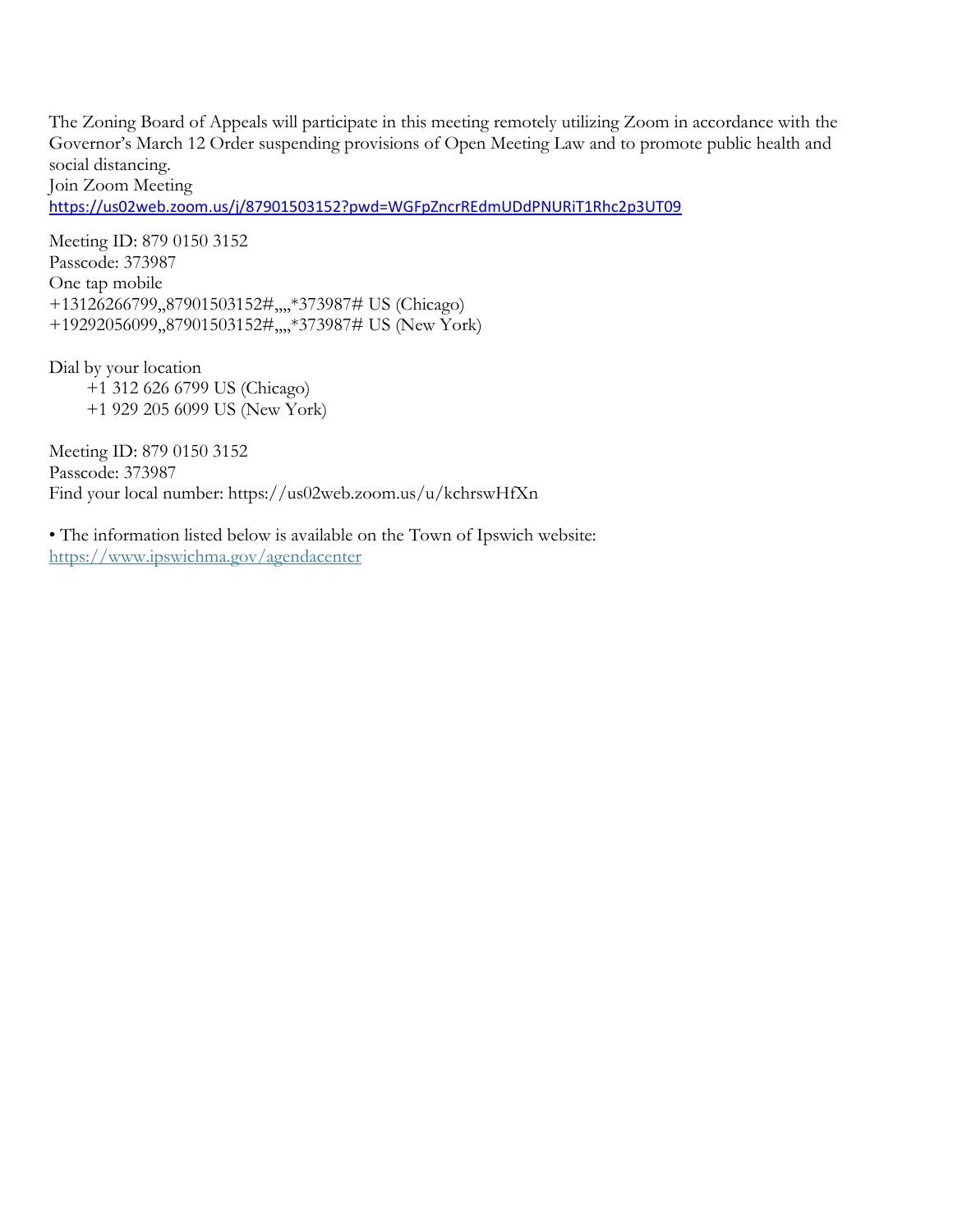The Zoning Board of Appeals will participate in this meeting remotely utilizing Zoom in accordance with the Governor's March 12 Order suspending provisions of Open Meeting Law and to promote public health and social distancing.
Join Zoom Meeting
https://us02web.zoom.us/j/87901503152?pwd=WGFpZncrREdmUDdPNURiT1Rhc2p3UT09

Meeting ID: 879 0150 3152
Passcode: 373987
One tap mobile
+13126266799,,87901503152#,,,,*373987# US (Chicago)
+19292056099,,87901503152#,,,,*373987# US (New York)

Dial by your location
+1 312 626 6799 US (Chicago)
+1 929 205 6099 US (New York)

Meeting ID: 879 0150 3152
Passcode: 373987
Find your local number: https://us02web.zoom.us/u/kchrswHfXn

• The information listed below is available on the Town of Ipswich website:
https://www.ipswichma.gov/agendacenter